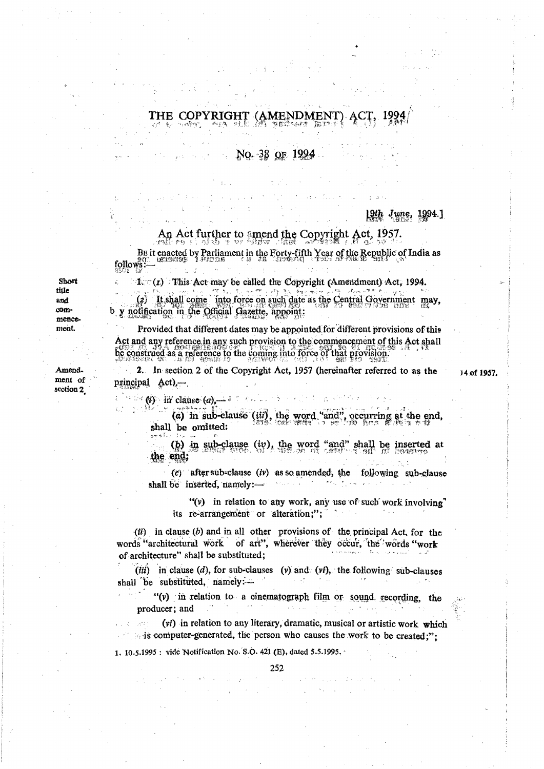# THE COPYRIGHT (AMENDMENT) ACT, 1994

## No. 38 OF 1994

[19th June, 1994.]

An Act further to amend the Copyright Act, 1957.

BE it enacted by Parliament in the Forty-fifth Year of the Republic of India as follows:—

Short title and commencement.

1. (1) This Act may be called the Copyright (Amendment) Act, 1994.

(2) It shall come into force on such date as the Central Government may, by notification in the Official Gazette, appoint:[1]

Provided that different dates may be appointed for different provisions of this Act and any reference in any such provision to the commencement of this Act shall be construed as a reference to the coming into force of that provision.

Amendment of section 2.

2. In section 2 of the Copyright Act, 1957 (hereinafter referred to as the principal Act),— 14 of 1957.

(i) in clause (a),—

(a) in sub-clause (iii), the word "and", occurring at the end, shall be omitted:

(b) in sub-clause (iv), the word "and" shall be inserted at the end;

(c) after sub-clause (iv) as so amended, the following sub-clause shall be inserted, namely:—

"(v) in relation to any work, any use of such work involving its re-arrangement or alteration;";

(ii) in clause (b) and in all other provisions of the principal Act, for the words "architectural work of art", wherever they occur, the words "work of architecture" shall be substituted;

(iii) in clause (d), for sub-clauses (v) and (vi), the following sub-clauses shall be substituted, namely:—

"(v) in relation to a cinematograph film or sound recording, the producer; and

(vi) in relation to any literary, dramatic, musical or artistic work which is computer-generated, the person who causes the work to be created;";

1. 10.5.1995 : vide Notification No. S.O. 421 (E), dated 5.5.1995.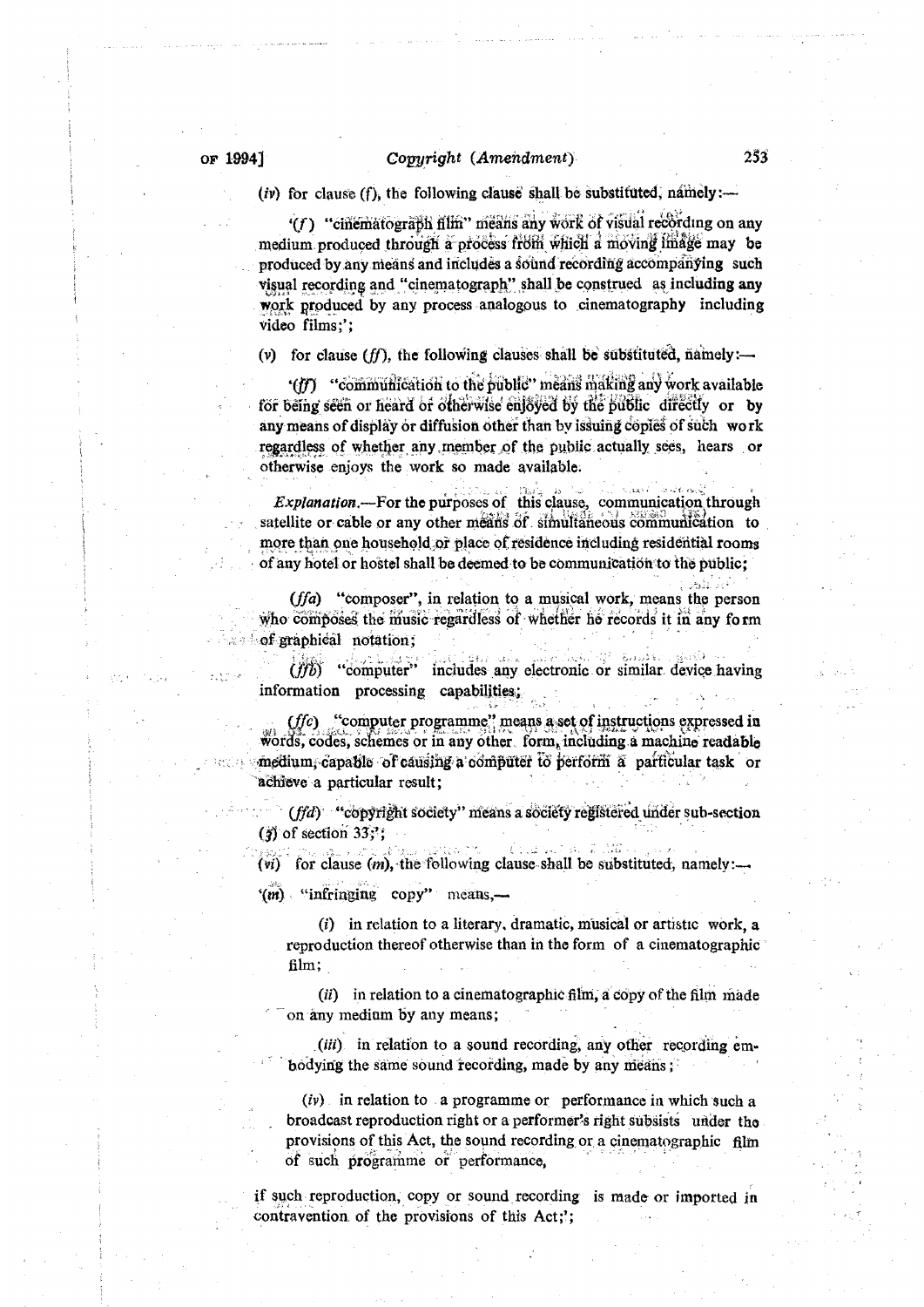(*iv*) for clause (*f*), the following clause shall be substituted, namely:—

'(*f*) "cinematograph film" means any work of visual recording on any medium produced through a process from which a moving image may be produced by any means and includes a sound recording accompanying such visual recording and "cinematograph" shall be construed as including any work produced by any process analogous to cinematography including video films;';

(*v*) for clause (*ff*), the following clauses shall be substituted, namely:—

'(*ff*) "communication to the public" means making any work available for being seen or heard or otherwise enjoyed by the public directly or by any means of display or diffusion other than by issuing copies of such work regardless of whether any member of the public actually sees, hears or otherwise enjoys the work so made available.

*Explanation*.—For the purposes of this clause, communication through satellite or cable or any other means of simultaneous communication to more than one household or place of residence including residential rooms of any hotel or hostel shall be deemed to be communication to the public;

(*ffa*) "composer", in relation to a musical work, means the person who composes the music regardless of whether he records it in any form of graphical notation;

(*ffb*) "computer" includes any electronic or similar device having information processing capabilities;

(*ffc*) "computer programme" means a set of instructions expressed in words, codes, schemes or in any other form, including a machine readable medium, capable of causing a computer to perform a particular task or achieve a particular result;

(*ffd*) "copyright society" means a society registered under sub-section (*3*) of section 33;';

(*vi*) for clause (*m*), the following clause shall be substituted, namely:—

'(*m*) "infringing copy" means,—

(*i*) in relation to a literary, dramatic, musical or artistic work, a reproduction thereof otherwise than in the form of a cinematographic film;

(*ii*) in relation to a cinematographic film, a copy of the film made on any medium by any means;

(*iii*) in relation to a sound recording, any other recording embodying the same sound recording, made by any means;

(*iv*) in relation to a programme or performance in which such a broadcast reproduction right or a performer's right subsists under the provisions of this Act, the sound recording or a cinematographic film of such programme or performance,

if such reproduction, copy or sound recording is made or imported in contravention of the provisions of this Act;';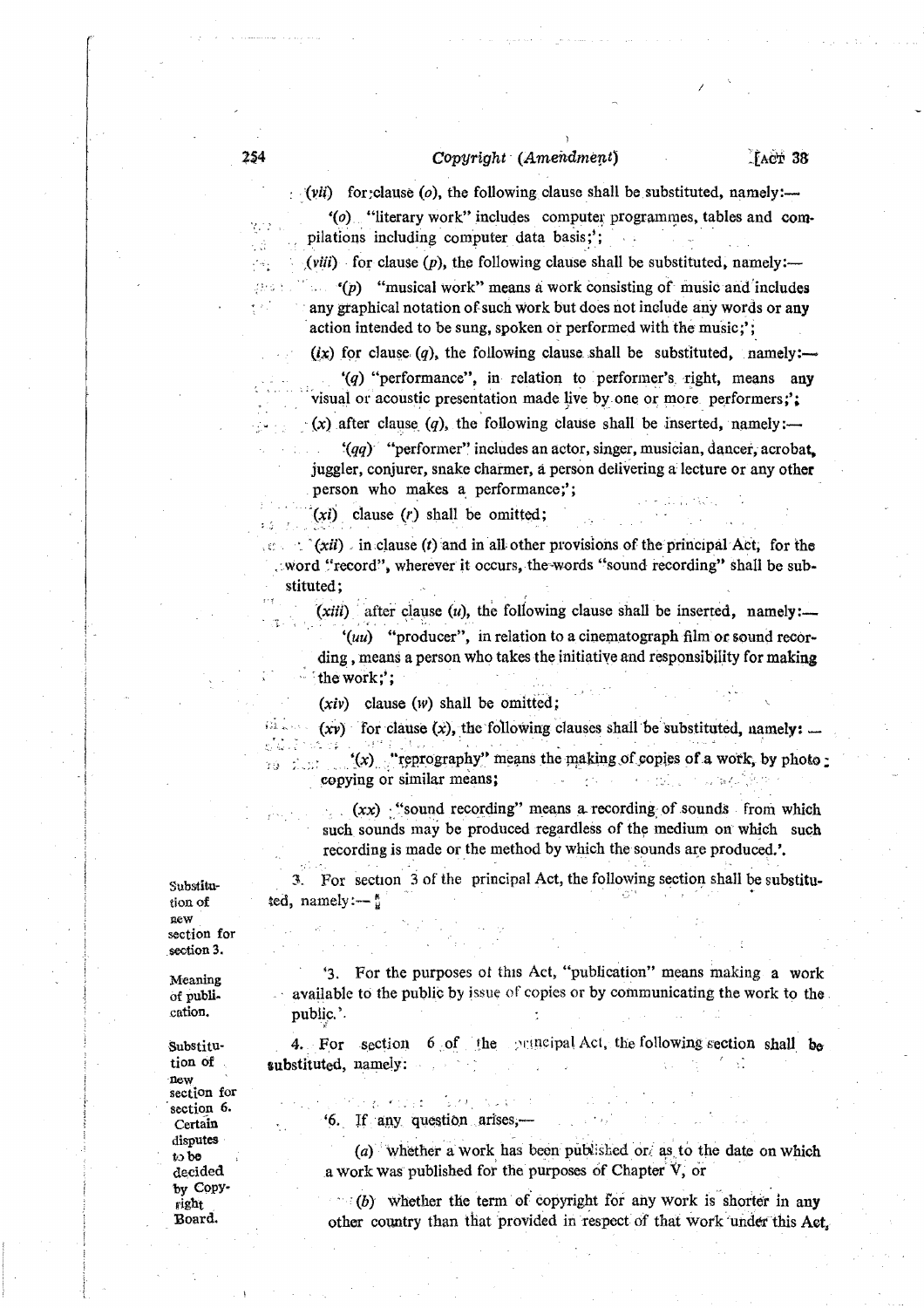(vii) for clause (o), the following clause shall be substituted, namely:—

'(o) "literary work" includes computer programmes, tables and compilations including computer data basis;';

(viii) for clause (p), the following clause shall be substituted, namely:—

'(p) "musical work" means a work consisting of music and includes any graphical notation of such work but does not include any words or any action intended to be sung, spoken or performed with the music;';

(ix) for clause (q), the following clause shall be substituted, namely:—

'(q) "performance", in relation to performer's right, means any visual or acoustic presentation made live by one or more performers;';

(x) after clause (q), the following clause shall be inserted, namely:—

'(qq) "performer" includes an actor, singer, musician, dancer, acrobat, juggler, conjurer, snake charmer, a person delivering a lecture or any other person who makes a performance;';

(xi) clause (r) shall be omitted;

(xii) in clause (t) and in all other provisions of the principal Act, for the word "record", wherever it occurs, the words "sound recording" shall be substituted;

(xiii) after clause (u), the following clause shall be inserted, namely:—

'(uu) "producer", in relation to a cinematograph film or sound recording, means a person who takes the initiative and responsibility for making the work;';

(xiv) clause (w) shall be omitted;

(xv) for clause (x), the following clauses shall be substituted, namely: —

'(x) "reprography" means the making of copies of a work, by photocopying or similar means;

(xx) "sound recording" means a recording of sounds from which such sounds may be produced regardless of the medium on which such recording is made or the method by which the sounds are produced.'.

*Substitution of new section for section 3.*

3. For section 3 of the principal Act, the following section shall be substituted, namely:—

*Meaning of publication.*

'3. For the purposes of this Act, "publication" means making a work available to the public by issue of copies or by communicating the work to the public.'.

*Substitution of new section for section 6.*

4. For section 6 of the principal Act, the following section shall be substituted, namely:

*Certain disputes to be decided by Copyright Board.*

'6. If any question arises,—

(a) whether a work has been published or as to the date on which a work was published for the purposes of Chapter V, or

(b) whether the term of copyright for any work is shorter in any other country than that provided in respect of that work under this Act,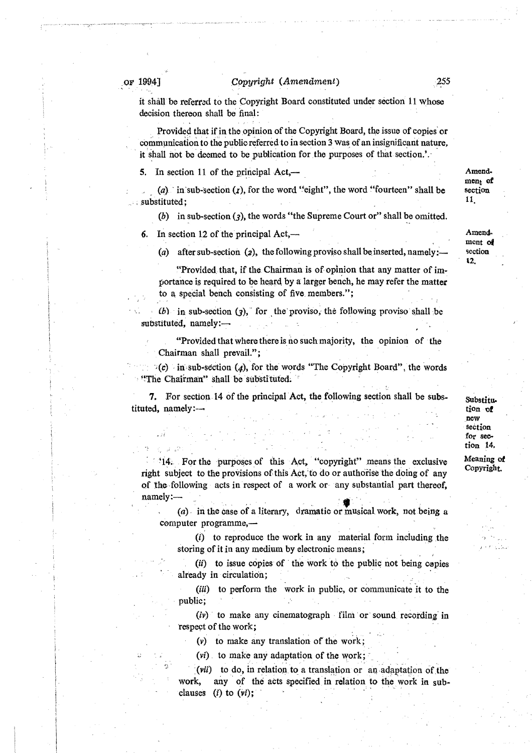it shall be referred to the Copyright Board constituted under section 11 whose decision thereon shall be final:

Provided that if in the opinion of the Copyright Board, the issue of copies or communication to the public referred to in section 3 was of an insignificant nature, it shall not be deemed to be publication for the purposes of that section.'.

Amendment of section 11.

5. In section 11 of the principal Act,—

(*a*) in sub-section (*1*), for the word "eight", the word "fourteen" shall be substituted;

(*b*) in sub-section (*3*), the words "the Supreme Court or" shall be omitted.

Amendment of section 12.

6. In section 12 of the principal Act,—

(*a*) after sub-section (*2*), the following proviso shall be inserted, namely:—

"Provided that, if the Chairman is of opinion that any matter of importance is required to be heard by a larger bench, he may refer the matter to a special bench consisting of five members.";

(*b*) in sub-section (*3*), for the proviso, the following proviso shall be substituted, namely:—

"Provided that where there is no such majority, the opinion of the Chairman shall prevail.";

(*c*) in sub-section (*4*), for the words "The Copyright Board", the words "The Chairman" shall be substituted.

Substitution of new section for section 14.

7. For section 14 of the principal Act, the following section shall be substituted, namely:—

Meaning of Copyright.

'14. For the purposes of this Act, "copyright" means the exclusive right subject to the provisions of this Act, to do or authorise the doing of any of the following acts in respect of a work or any substantial part thereof, namely:—

(*a*) in the case of a literary, dramatic or musical work, not being a computer programme,—

(*i*) to reproduce the work in any material form including the storing of it in any medium by electronic means;

(*ii*) to issue copies of the work to the public not being copies already in circulation;

(*iii*) to perform the work in public, or communicate it to the public;

(*iv*) to make any cinematograph film or sound recording in respect of the work;

(*v*) to make any translation of the work;

(*vi*) to make any adaptation of the work;

(*vii*) to do, in relation to a translation or an adaptation of the work, any of the acts specified in relation to the work in sub-clauses (*i*) to (*vi*);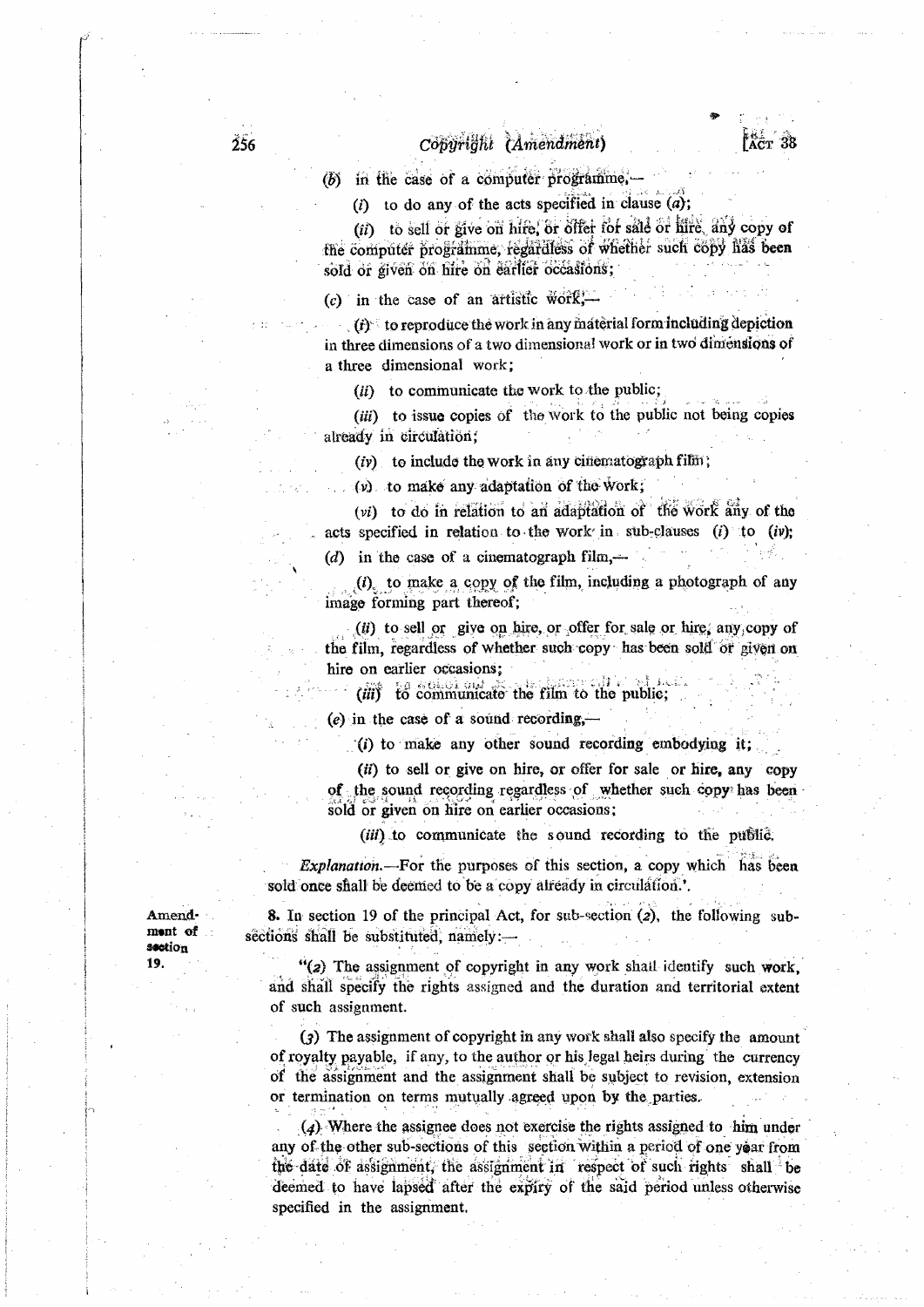(*b*) in the case of a computer programme,—

(*i*) to do any of the acts specified in clause (*a*);

(*ii*) to sell or give on hire, or offer for sale or hire, any copy of the computer programme, regardless of whether such copy has been sold or given on hire on earlier occasions;

(*c*) in the case of an artistic work,—

(*i*) to reproduce the work in any material form including depiction in three dimensions of a two dimensional work or in two dimensions of a three dimensional work;

(*ii*) to communicate the work to the public;

(*iii*) to issue copies of the work to the public not being copies already in circulation;

(*iv*) to include the work in any cinematograph film;

(*v*) to make any adaptation of the work;

(*vi*) to do in relation to an adaptation of the work any of the acts specified in relation to the work in sub-clauses (*i*) to (*iv*);

(*d*) in the case of a cinematograph film,—

(*i*) to make a copy of the film, including a photograph of any image forming part thereof;

(*ii*) to sell or give on hire, or offer for sale or hire, any copy of the film, regardless of whether such copy has been sold or given on hire on earlier occasions;

(*iii*) to communicate the film to the public;

(*e*) in the case of a sound recording,—

(*i*) to make any other sound recording embodying it;

(*ii*) to sell or give on hire, or offer for sale or hire, any copy of the sound recording regardless of whether such copy has been sold or given on hire on earlier occasions;

(*iii*) to communicate the sound recording to the public.

*Explanation.*—For the purposes of this section, a copy which has been sold once shall be deemed to be a copy already in circulation.'.

Amendment of section 19.

**8.** In section 19 of the principal Act, for sub-section (*2*), the following sub-sections shall be substituted, namely:—

"(*2*) The assignment of copyright in any work shall identify such work, and shall specify the rights assigned and the duration and territorial extent of such assignment.

(*3*) The assignment of copyright in any work shall also specify the amount of royalty payable, if any, to the author or his legal heirs during the currency of the assignment and the assignment shall be subject to revision, extension or termination on terms mutually agreed upon by the parties.

(*4*) Where the assignee does not exercise the rights assigned to him under any of the other sub-sections of this section within a period of one year from the date of assignment, the assignment in respect of such rights shall be deemed to have lapsed after the expiry of the said period unless otherwise specified in the assignment.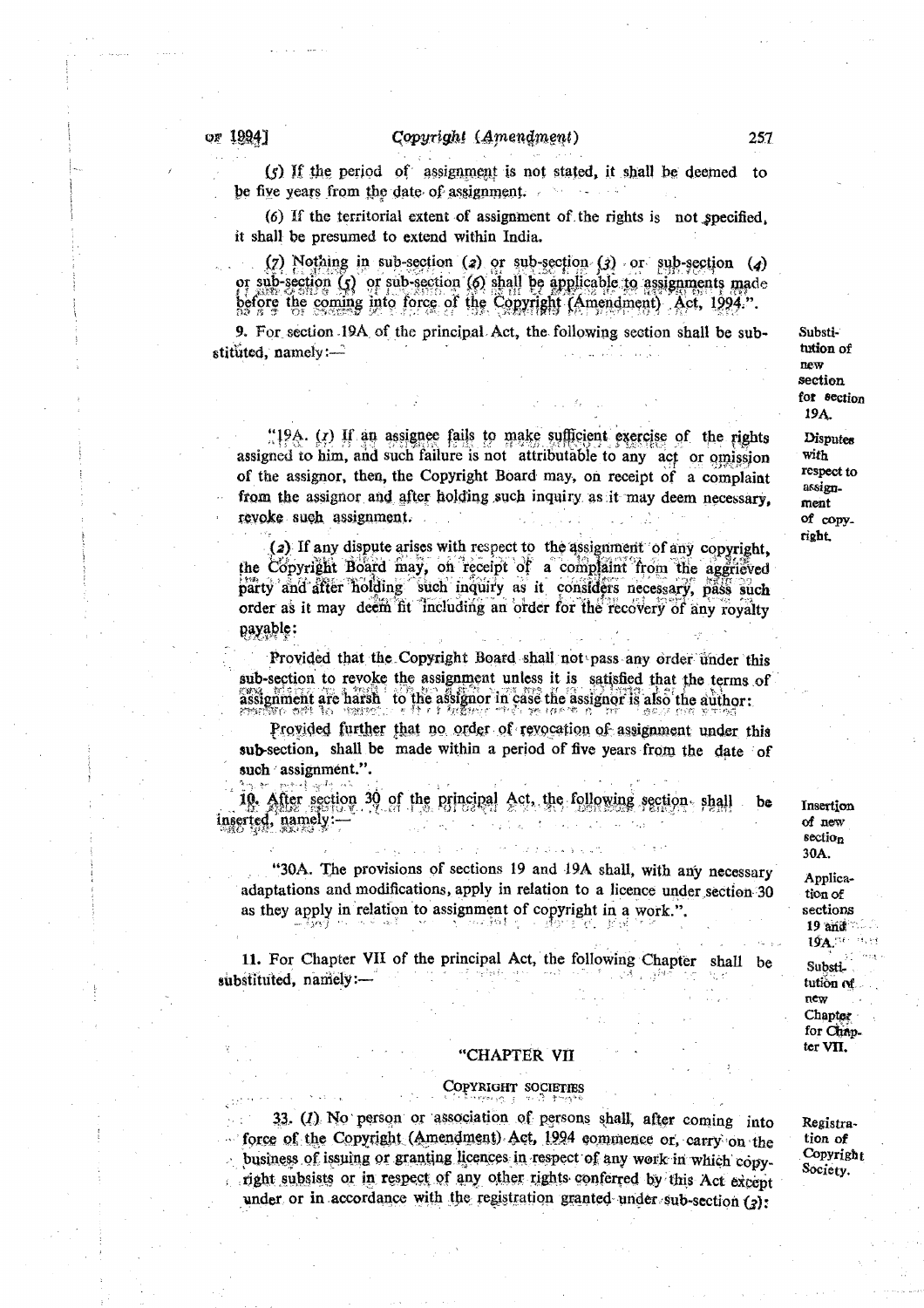(5) If the period of assignment is not stated, it shall be deemed to be five years from the date of assignment.

(6) If the territorial extent of assignment of the rights is not specified, it shall be presumed to extend within India.

(7) Nothing in sub-section (2) or sub-section (3) or sub-section (4) or sub-section (5) or sub-section (6) shall be applicable to assignments made before the coming into force of the Copyright (Amendment) Act, 1994.".

Substitution of new section for section 19A.

9. For section 19A of the principal Act, the following section shall be substituted, namely:—

Disputes with respect to assignment of copyright.

"19A. (1) If an assignee fails to make sufficient exercise of the rights assigned to him, and such failure is not attributable to any act or omission of the assignor, then, the Copyright Board may, on receipt of a complaint from the assignor and after holding such inquiry as it may deem necessary, revoke such assignment.

(2) If any dispute arises with respect to the assignment of any copyright, the Copyright Board may, on receipt of a complaint from the aggrieved party and after holding such inquiry as it considers necessary, pass such order as it may deem fit including an order for the recovery of any royalty payable:

Provided that the Copyright Board shall not pass any order under this sub-section to revoke the assignment unless it is satisfied that the terms of assignment are harsh to the assignor in case the assignor is also the author:

Provided further that no order of revocation of assignment under this sub-section, shall be made within a period of five years from the date of such assignment.".

Insertion of new section 30A.

10. After section 30 of the principal Act, the following section shall be inserted, namely:—

Application of sections 19 and 19A.

"30A. The provisions of sections 19 and 19A shall, with any necessary adaptations and modifications, apply in relation to a licence under section 30 as they apply in relation to assignment of copyright in a work.".

Substitution of new Chapter for Chapter VII.

11. For Chapter VII of the principal Act, the following Chapter shall be substituted, namely:—

"CHAPTER VII

COPYRIGHT SOCIETIES

Registration of Copyright Society.

33. (1) No person or association of persons shall, after coming into force of the Copyright (Amendment) Act, 1994 commence or, carry on the business of issuing or granting licences in respect of any work in which copyright subsists or in respect of any other rights conferred by this Act except under or in accordance with the registration granted under sub-section (2):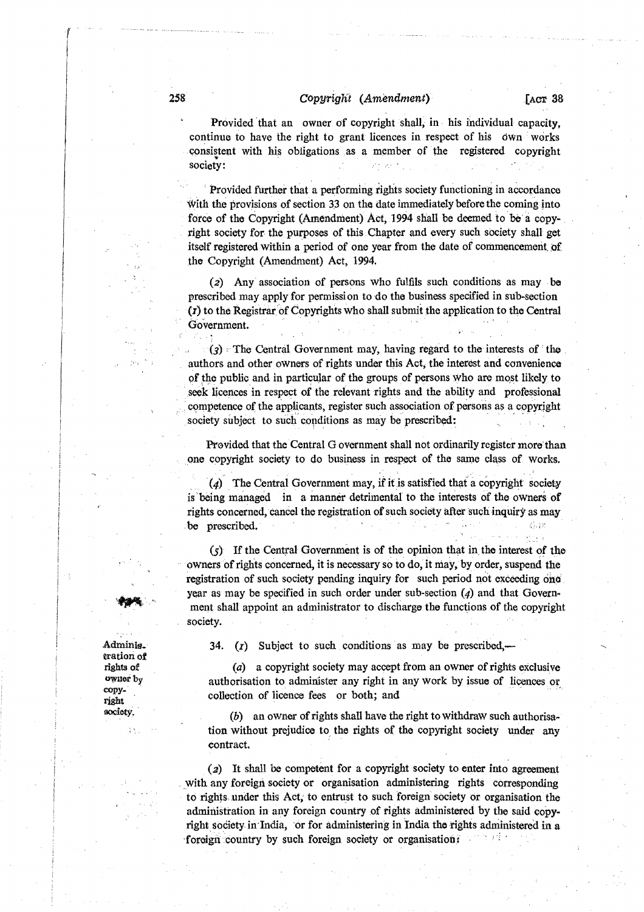Provided that an owner of copyright shall, in his individual capacity, continue to have the right to grant licences in respect of his own works consistent with his obligations as a member of the registered copyright society:

Provided further that a performing rights society functioning in accordance with the provisions of section 33 on the date immediately before the coming into force of the Copyright (Amendment) Act, 1994 shall be deemed to be a copyright society for the purposes of this Chapter and every such society shall get itself registered within a period of one year from the date of commencement of the Copyright (Amendment) Act, 1994.

(2) Any association of persons who fulfils such conditions as may be prescribed may apply for permission to do the business specified in sub-section (1) to the Registrar of Copyrights who shall submit the application to the Central Government.

(3) The Central Government may, having regard to the interests of the authors and other owners of rights under this Act, the interest and convenience of the public and in particular of the groups of persons who are most likely to seek licences in respect of the relevant rights and the ability and professional competence of the applicants, register such association of persons as a copyright society subject to such conditions as may be prescribed:

Provided that the Central Government shall not ordinarily register more than one copyright society to do business in respect of the same class of works.

(4) The Central Government may, if it is satisfied that a copyright society is being managed in a manner detrimental to the interests of the owners of rights concerned, cancel the registration of such society after such inquiry as may be prescribed.

(5) If the Central Government is of the opinion that in the interest of the owners of rights concerned, it is necessary so to do, it may, by order, suspend the registration of such society pending inquiry for such period not exceeding one year as may be specified in such order under sub-section (4) and that Government shall appoint an administrator to discharge the functions of the copyright society.

*Administration of rights of owner by copyright society.*

34. (1) Subject to such conditions as may be prescribed,—

(a) a copyright society may accept from an owner of rights exclusive authorisation to administer any right in any work by issue of licences or collection of licence fees or both; and

(b) an owner of rights shall have the right to withdraw such authorisation without prejudice to the rights of the copyright society under any contract.

(2) It shall be competent for a copyright society to enter into agreement with any foreign society or organisation administering rights corresponding to rights under this Act, to entrust to such foreign society or organisation the administration in any foreign country of rights administered by the said copyright society in India, or for administering in India the rights administered in a foreign country by such foreign society or organisation;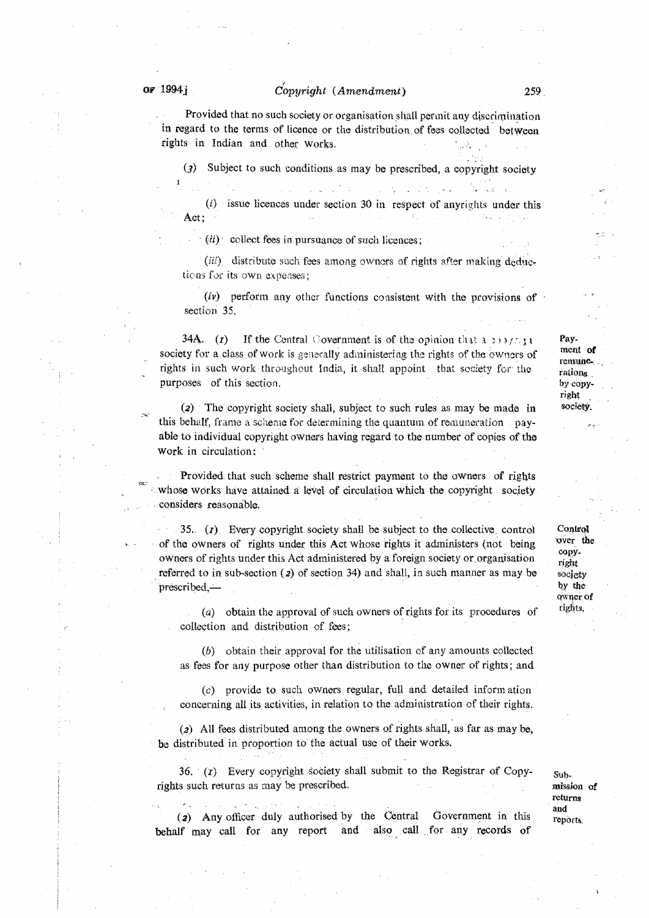Provided that no such society or organisation shall permit any discrimination in regard to the terms of licence or the distribution of fees collected between rights in Indian and other works.

(3) Subject to such conditions as may be prescribed, a copyright society

(i) issue licences under section 30 in respect of anyrights under this Act;

(ii) collect fees in pursuance of such licences;

(iii) distribute such fees among owners of rights after making deductions for its own expenses;

(iv) perform any other functions consistent with the provisions of section 35.

**Payment of remunerations by copyright society.**

34A. (1) If the Central Government is of the opinion that a copyright society for a class of work is generally administering the rights of the owners of rights in such work throughout India, it shall appoint that society for the purposes of this section.

(2) The copyright society shall, subject to such rules as may be made in this behalf, frame a scheme for determining the quantum of remuneration payable to individual copyright owners having regard to the number of copies of the work in circulation:

Provided that such scheme shall restrict payment to the owners of rights whose works have attained a level of circulation which the copyright society considers reasonable.

**Control over the copyright society by the owner of rights.**

35. (1) Every copyright society shall be subject to the collective control of the owners of rights under this Act whose rights it administers (not being owners of rights under this Act administered by a foreign society or organisation referred to in sub-section (2) of section 34) and shall, in such manner as may be prescribed,—

(a) obtain the approval of such owners of rights for its procedures of collection and distribution of fees;

(b) obtain their approval for the utilisation of any amounts collected as fees for any purpose other than distribution to the owner of rights; and

(c) provide to such owners regular, full and detailed information concerning all its activities, in relation to the administration of their rights.

(2) All fees distributed among the owners of rights shall, as far as may be, be distributed in proportion to the actual use of their works.

**Submission of returns and reports.**

36. (1) Every copyright society shall submit to the Registrar of Copyrights such returns as may be prescribed.

(2) Any officer duly authorised by the Central Government in this behalf may call for any report and also call for any records of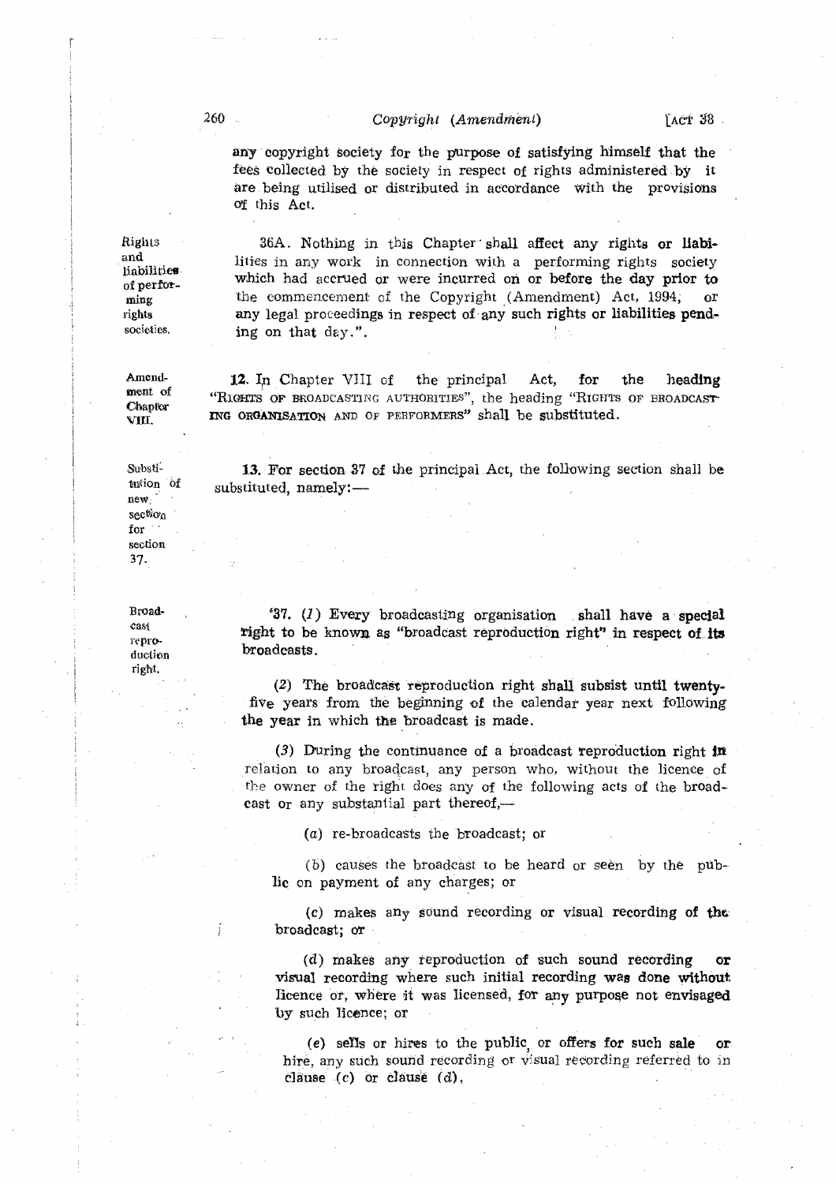any copyright society for the purpose of satisfying himself that the fees collected by the society in respect of rights administered by it are being utilised or distributed in accordance with the provisions of this Act.

Rights and liabilities of performing rights societies.

36A. Nothing in this Chapter shall affect any rights or liabilities in any work in connection with a performing rights society which had accrued or were incurred on or before the day prior to the commencement of the Copyright (Amendment) Act, 1994; or any legal proceedings in respect of any such rights or liabilities pending on that day.".

Amendment of Chapter VIII.

**12.** In Chapter VIII of the principal Act, for the heading "RIGHTS OF BROADCASTING AUTHORITIES", the heading "RIGHTS OF BROADCASTING ORGANISATION AND OF PERFORMERS" shall be substituted.

Substitution of new section for section 37.

**13.** For section 37 of the principal Act, the following section shall be substituted, namely:—

Broadcast reproduction right.

'37. (*1*) Every broadcasting organisation shall have a special right to be known as "broadcast reproduction right" in respect of its broadcasts.

(*2*) The broadcast reproduction right shall subsist until twenty-five years from the beginning of the calendar year next following the year in which the broadcast is made.

(*3*) During the continuance of a broadcast reproduction right in relation to any broadcast, any person who, without the licence of the owner of the right does any of the following acts of the broadcast or any substantial part thereof,—

(*a*) re-broadcasts the broadcast; or

(*b*) causes the broadcast to be heard or seen by the public on payment of any charges; or

(*c*) makes any sound recording or visual recording of the broadcast; or

(*d*) makes any reproduction of such sound recording or visual recording where such initial recording was done without licence or, where it was licensed, for any purpose not envisaged by such licence; or

(*e*) sells or hires to the public, or offers for such sale or hire, any such sound recording or visual recording referred to in clause (*c*) or clause (*d*),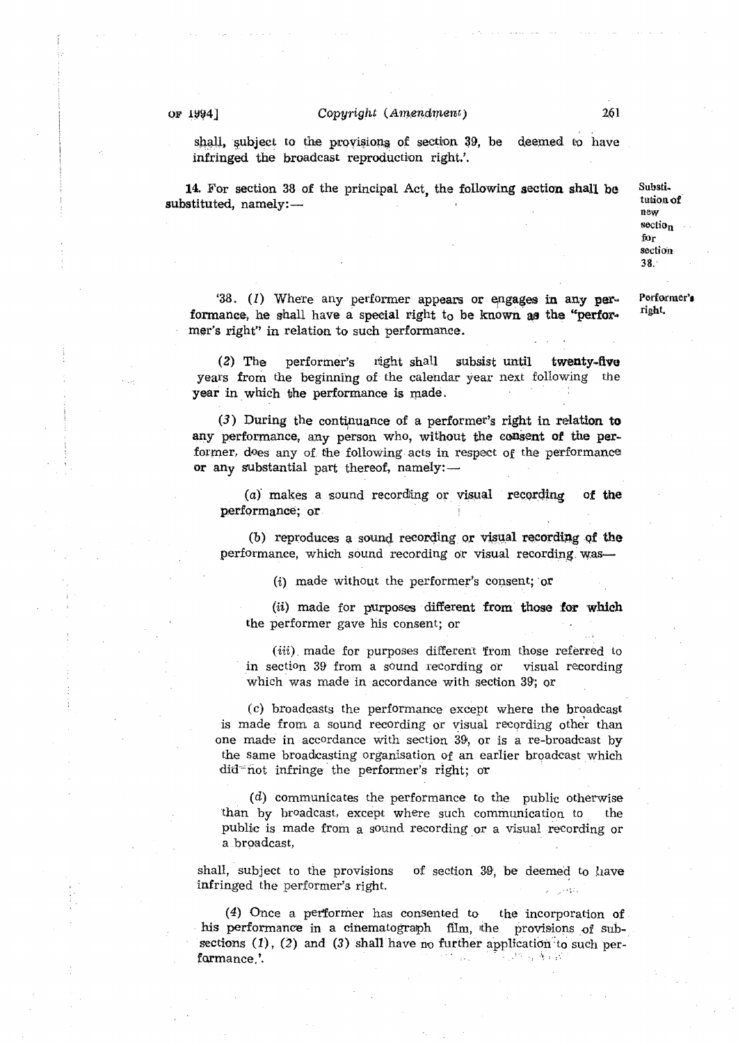shall, subject to the provisions of section 39, be deemed to have infringed the broadcast reproduction right.'.

14. For section 38 of the principal Act, the following section shall be substituted, namely:—

*Substitution of new section for section 38.*

'38. (*1*) Where any performer appears or engages in any performance, he shall have a special right to be known as the "performer's right" in relation to such performance.

*Performer's right.*

(*2*) The performer's right shall subsist until twenty-five years from the beginning of the calendar year next following the year in which the performance is made.

(*3*) During the continuance of a performer's right in relation to any performance, any person who, without the consent of the performer, does any of the following acts in respect of the performance or any substantial part thereof, namely:—

(*a*) makes a sound recording or visual recording of the performance; or

(*b*) reproduces a sound recording or visual recording of the performance, which sound recording or visual recording was—

(*i*) made without the performer's consent; or

(*ii*) made for purposes different from those for which the performer gave his consent; or

(*iii*) made for purposes different from those referred to in section 39 from a sound recording or visual recording which was made in accordance with section 39; or

(*c*) broadcasts the performance except where the broadcast is made from a sound recording or visual recording other than one made in accordance with section 39, or is a re-broadcast by the same broadcasting organisation of an earlier broadcast which did not infringe the performer's right; or

(*d*) communicates the performance to the public otherwise than by broadcast, except where such communication to the public is made from a sound recording or a visual recording or a broadcast,

shall, subject to the provisions of section 39, be deemed to have infringed the performer's right.

(*4*) Once a performer has consented to the incorporation of his performance in a cinematograph film, the provisions of sub-sections (*1*), (*2*) and (*3*) shall have no further application to such performance.'.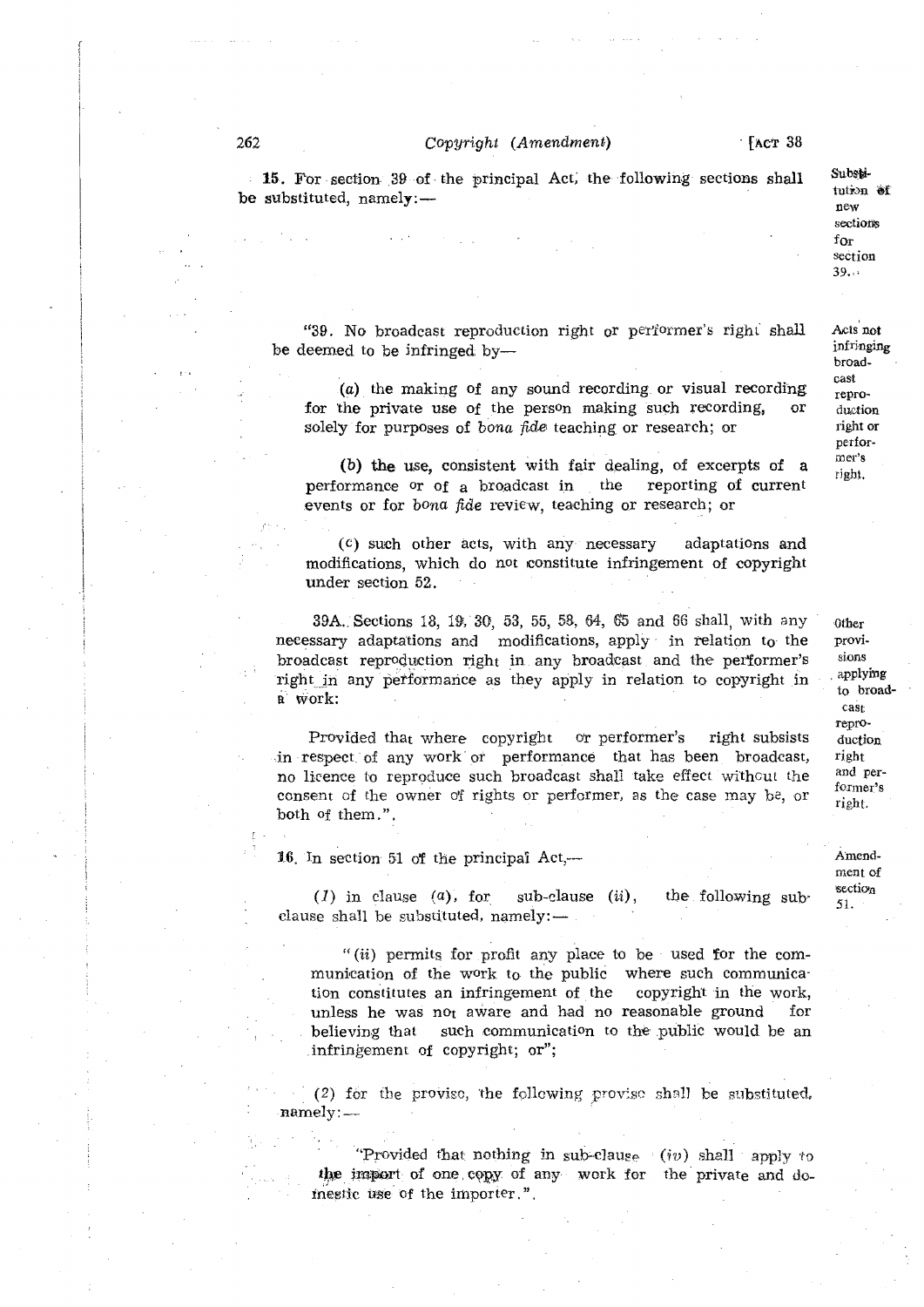15. For section 39 of the principal Act, the following sections shall be substituted, namely:—

Substitution of new sections for section 39.

"39. No broadcast reproduction right or performer's right shall be deemed to be infringed by—

Acts not infringing broadcast reproduction right or performer's right.

(*a*) the making of any sound recording or visual recording for the private use of the person making such recording, or solely for purposes of *bona fide* teaching or research; or

(*b*) the use, consistent with fair dealing, of excerpts of a performance or of a broadcast in the reporting of current events or for *bona fide* review, teaching or research; or

(*c*) such other acts, with any necessary adaptations and modifications, which do not constitute infringement of copyright under section 52.

39A. Sections 18, 19, 30, 53, 55, 58, 64, 65 and 66 shall, with any necessary adaptations and modifications, apply in relation to the broadcast reproduction right in any broadcast and the performer's right in any performance as they apply in relation to copyright in a work:

Other provisions applying to broadcast reproduction right and performer's right.

Provided that where copyright or performer's right subsists in respect of any work or performance that has been broadcast, no licence to reproduce such broadcast shall take effect without the consent of the owner of rights or performer, as the case may be, or both of them.".

16. In section 51 of the principal Act,—

Amendment of section 51.

(*1*) in clause (*a*), for sub-clause (*ii*), the following sub-clause shall be substituted, namely:—

"(*ii*) permits for profit any place to be used for the communication of the work to the public where such communication constitutes an infringement of the copyright in the work, unless he was not aware and had no reasonable ground for believing that such communication to the public would be an infringement of copyright; or";

(*2*) for the proviso, the following proviso shall be substituted, namely:—

"Provided that nothing in sub-clause (*iv*) shall apply to the import of one copy of any work for the private and domestic use of the importer.".